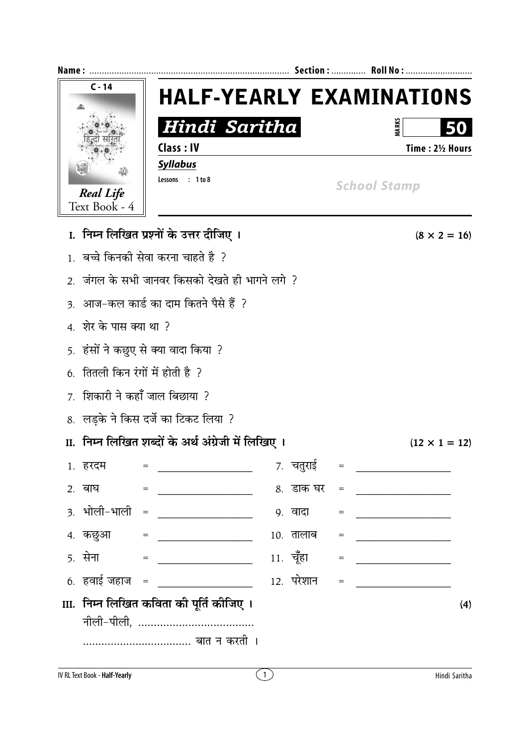Name : ................................................................................ Section : ............. Roll No : ..........................

C - 14

Real Life
Text Book - 4

# HALF-YEARLY EXAMINATIONS

## Hindi Saritha

MARKS **50**

**Class : IV** 

**Time : 2½ Hours**

***Syllabus***

Lessons : 1 to 8

*School Stamp*

**I. निम्न लिखित प्रश्नों के उत्तर दीजिए ।** **(8 × 2 = 16)**

1. बच्चे किनकी सेवा करना चाहते है ?
2. जंगल के सभी जानवर किसको देखते ही भागने लगे ?
3. आज-कल कार्ड का दाम कितने पैसे हैं ?
4. शेर के पास क्या था ?
5. हंसों ने कछुए से क्या वादा किया ?
6. तितली किन रंगों में होती है ?
7. शिकारी ने कहाँ जाल बिछाया ?
8. लड़के ने किस दर्जे का टिकट लिया ?

**II. निम्न लिखित शब्दों के अर्थ अंग्रेजी में लिखिए ।** **(12 × 1 = 12)**

| | | | | | |
|---|---|---|---|---|---|
| 1. हरदम | = | __________ | 7. चतुराई | = | __________ |
| 2. बाघ | = | __________ | 8. डाक घर | = | __________ |
| 3. भोली-भाली | = | __________ | 9. वादा | = | __________ |
| 4. कछुआ | = | __________ | 10. तालाब | = | __________ |
| 5. सेना | = | __________ | 11. चूँहा | = | __________ |
| 6. हवाई जहाज | = | __________ | 12. परेशान | = | __________ |

**III. निम्न लिखित कविता की पूर्ति कीजिए ।** **(4)**

नीली-पीली, .....................................

.................................. बात न करती ।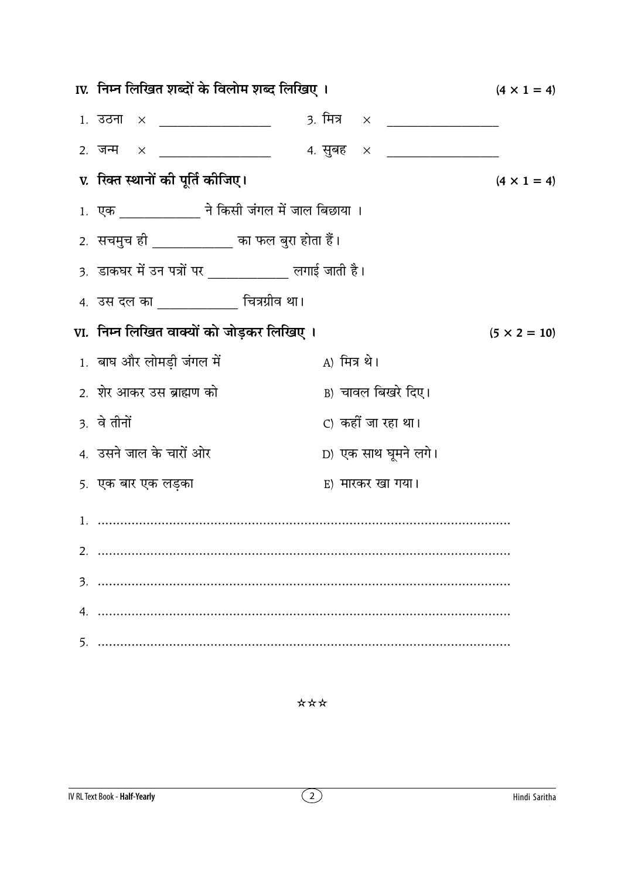## IV. निम्न लिखित शब्दों के विलोम शब्द लिखिए । (4 × 1 = 4)

1. उठना × ________________ 3. मित्र × ________________

2. जन्म × ________________ 4. सुबह × ________________

## V. रिक्त स्थानों की पूर्ति कीजिए। (4 × 1 = 4)

1. एक ____________ ने किसी जंगल में जाल बिछाया ।
2. सचमुच ही ____________ का फल बुरा होता हैं।
3. डाकघर में उन पत्रों पर ____________ लगाई जाती है।
4. उस दल का ____________ चित्रग्रीव था।

## VI. निम्न लिखित वाक्यों को जोड़कर लिखिए । (5 × 2 = 10)

| | |
|---|---|
| 1. बाघ और लोमड़ी जंगल में | A) मित्र थे। |
| 2. शेर आकर उस ब्राह्मण को | B) चावल बिखरे दिए। |
| 3. वे तीनों | C) कहीं जा रहा था। |
| 4. उसने जाल के चारों ओर | D) एक साथ घूमने लगे। |
| 5. एक बार एक लड़का | E) मारकर खा गया। |

1. ..............................................................................................

2. ..............................................................................................

3. ..............................................................................................

4. ..............................................................................................

5. ..............................................................................................

☆☆☆